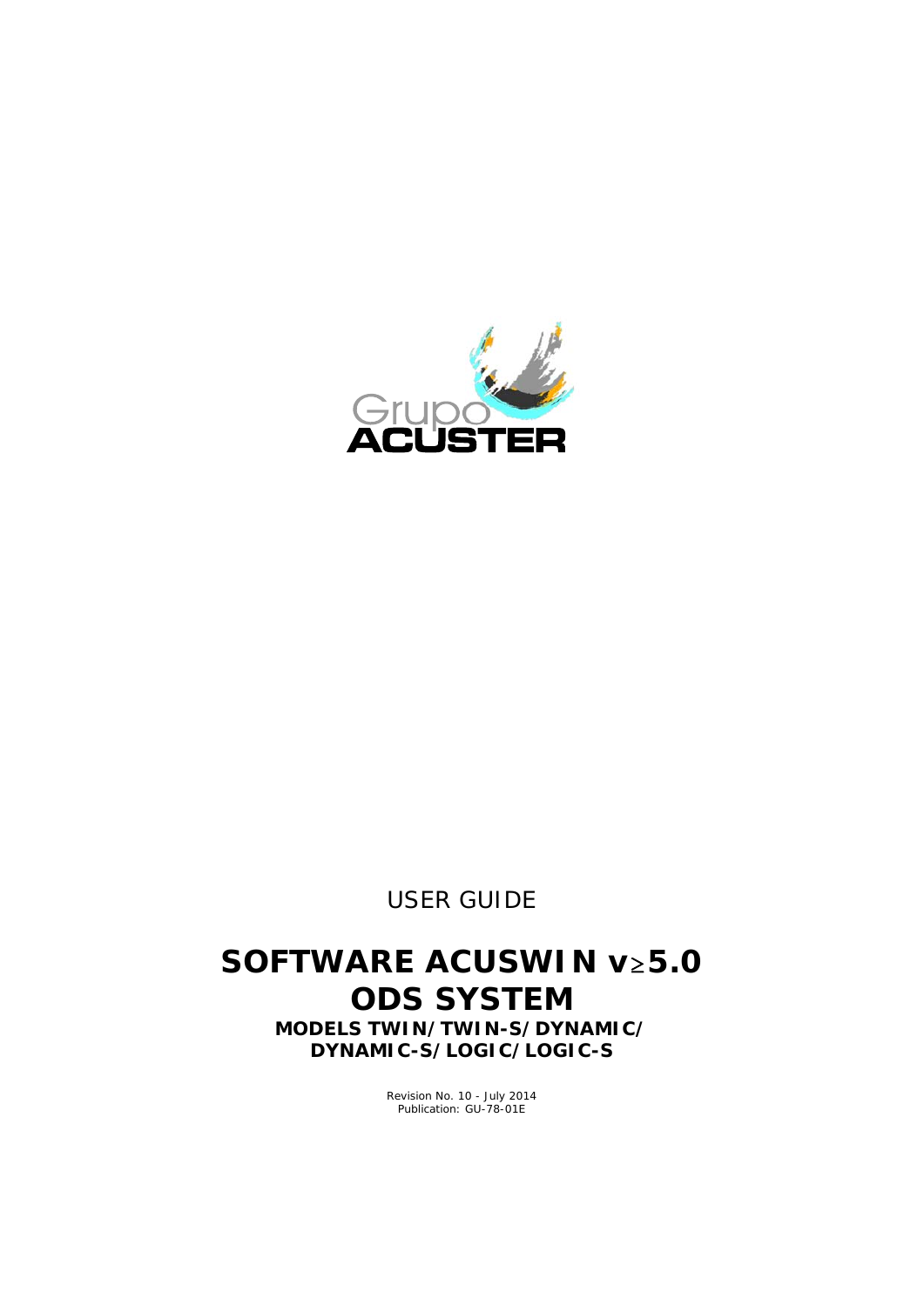Grupo ACUSTER

USER GUIDE

# SOFTWARE ACUSWIN v≥5.0
# ODS SYSTEM

**MODELS TWIN/TWIN-S/DYNAMIC/ DYNAMIC-S/LOGIC/LOGIC-S**

Revision No. 10 - July 2014
Publication: GU-78-01E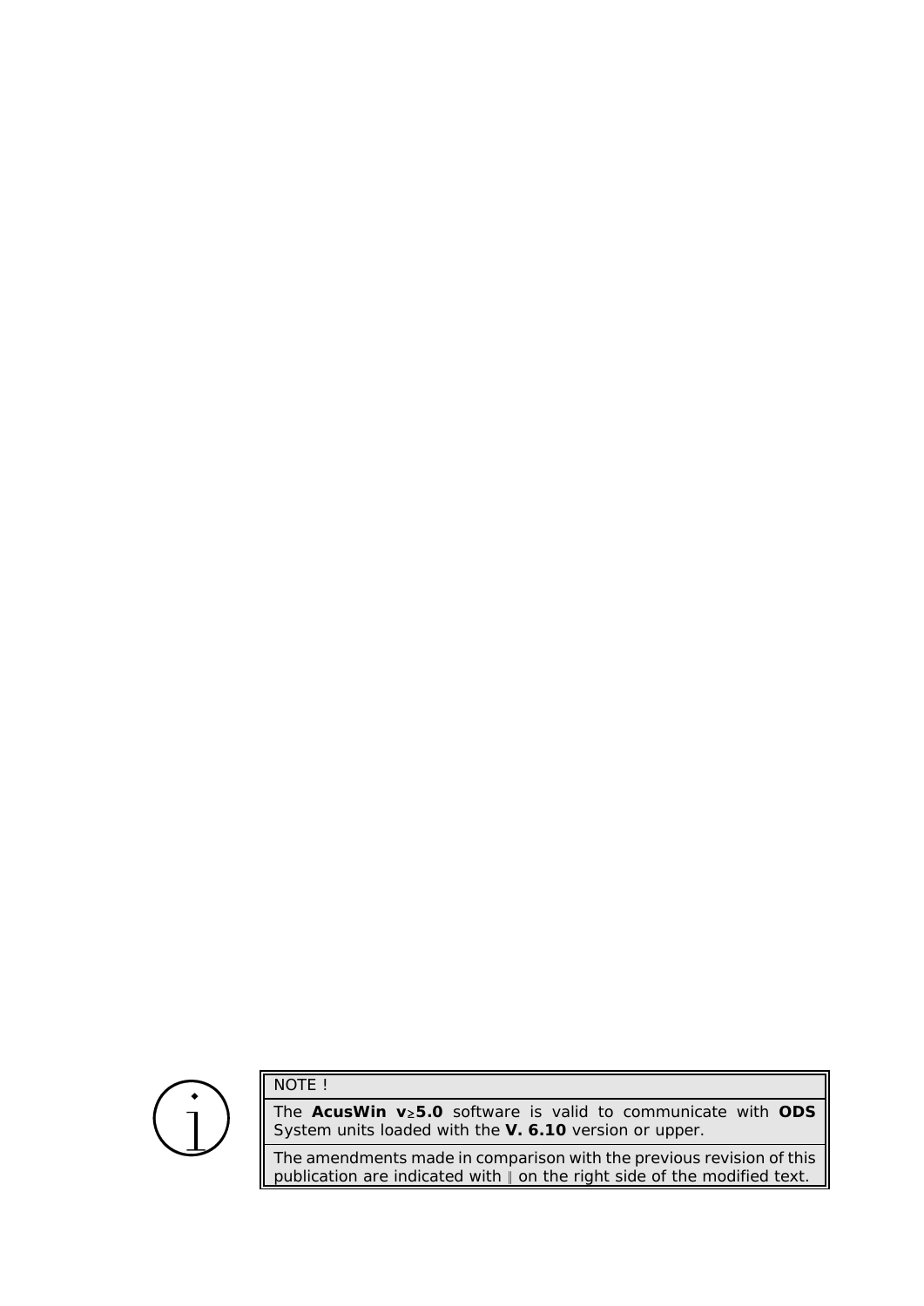| NOTE ! |
| --- |
| The **AcusWin v≥5.0** software is valid to communicate with **ODS** System units loaded with the **V. 6.10** version or upper. |
| The amendments made in comparison with the previous revision of this publication are indicated with ‖ on the right side of the modified text. |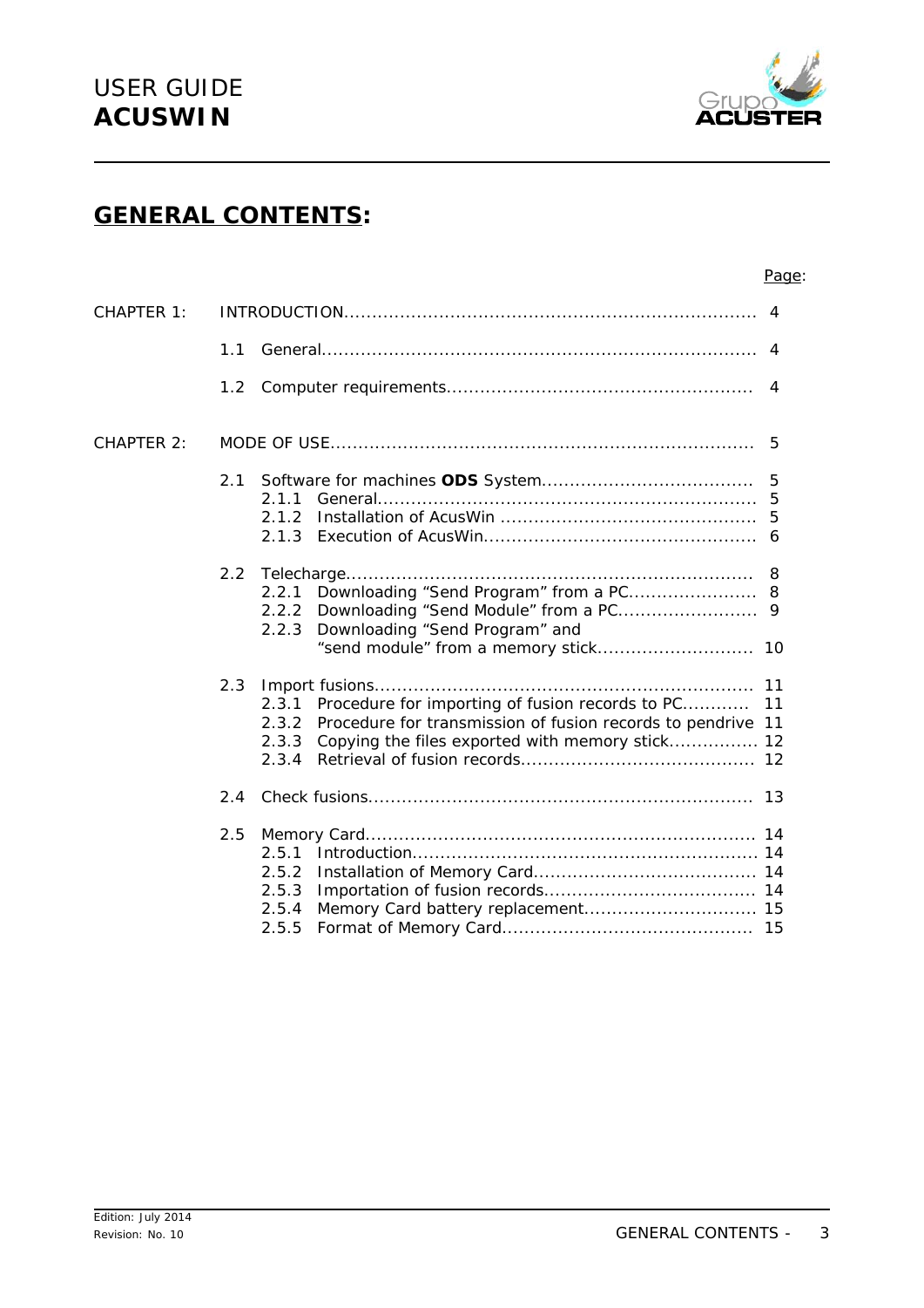## GENERAL CONTENTS:

| | | Page: |
|---|---|---|
| CHAPTER 1: | INTRODUCTION | 4 |
| | 1.1 General | 4 |
| | 1.2 Computer requirements | 4 |
| CHAPTER 2: | MODE OF USE | 5 |
| | 2.1 Software for machines **ODS** System | 5 |
| | 2.1.1 General | 5 |
| | 2.1.2 Installation of AcusWin | 5 |
| | 2.1.3 Execution of AcusWin | 6 |
| | 2.2 Telecharge | 8 |
| | 2.2.1 Downloading “Send Program” from a PC | 8 |
| | 2.2.2 Downloading “Send Module” from a PC | 9 |
| | 2.2.3 Downloading “Send Program” and “send module” from a memory stick | 10 |
| | 2.3 Import fusions | 11 |
| | 2.3.1 Procedure for importing of fusion records to PC | 11 |
| | 2.3.2 Procedure for transmission of fusion records to pendrive | 11 |
| | 2.3.3 Copying the files exported with memory stick | 12 |
| | 2.3.4 Retrieval of fusion records | 12 |
| | 2.4 Check fusions | 13 |
| | 2.5 Memory Card | 14 |
| | 2.5.1 Introduction | 14 |
| | 2.5.2 Installation of Memory Card | 14 |
| | 2.5.3 Importation of fusion records | 14 |
| | 2.5.4 Memory Card battery replacement | 15 |
| | 2.5.5 Format of Memory Card | 15 |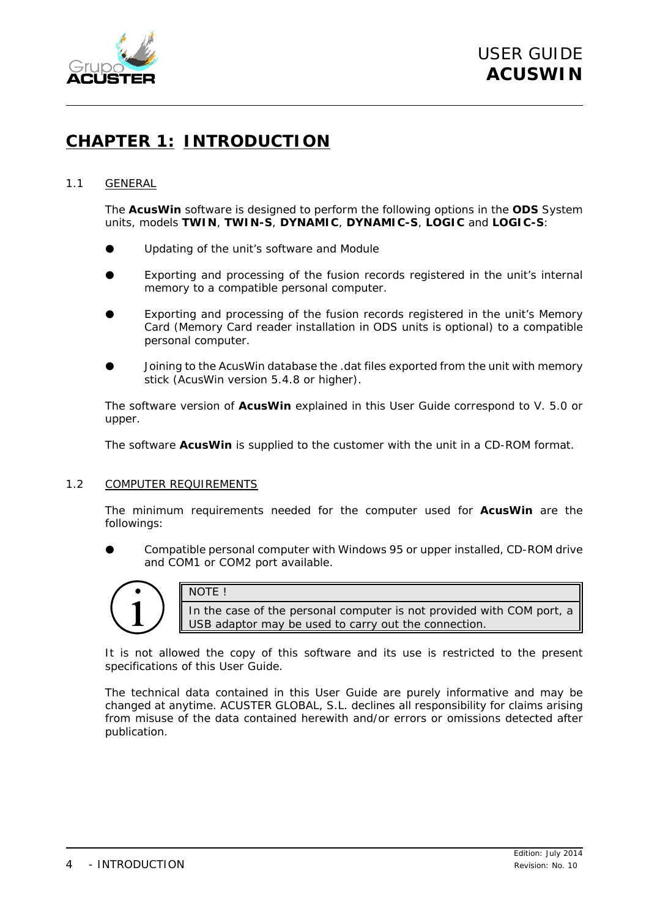# CHAPTER 1: INTRODUCTION

## 1.1 GENERAL

The **AcusWin** software is designed to perform the following options in the **ODS** System units, models **TWIN**, **TWIN-S**, **DYNAMIC**, **DYNAMIC-S**, **LOGIC** and **LOGIC-S**:

- Updating of the unit's software and Module
- Exporting and processing of the fusion records registered in the unit's internal memory to a compatible personal computer.
- Exporting and processing of the fusion records registered in the unit's Memory Card (Memory Card reader installation in ODS units is optional) to a compatible personal computer.
- Joining to the AcusWin database the .dat files exported from the unit with memory stick (AcusWin version 5.4.8 or higher).

The software version of **AcusWin** explained in this User Guide correspond to V. 5.0 or upper.

The software **AcusWin** is supplied to the customer with the unit in a CD-ROM format.

## 1.2 COMPUTER REQUIREMENTS

The minimum requirements needed for the computer used for **AcusWin** are the followings:

- Compatible personal computer with Windows 95 or upper installed, CD-ROM drive and COM1 or COM2 port available.

> NOTE !
>
> In the case of the personal computer is not provided with COM port, a USB adaptor may be used to carry out the connection.

It is not allowed the copy of this software and its use is restricted to the present specifications of this User Guide.

The technical data contained in this User Guide are purely informative and may be changed at anytime. ACUSTER GLOBAL, S.L. declines all responsibility for claims arising from misuse of the data contained herewith and/or errors or omissions detected after publication.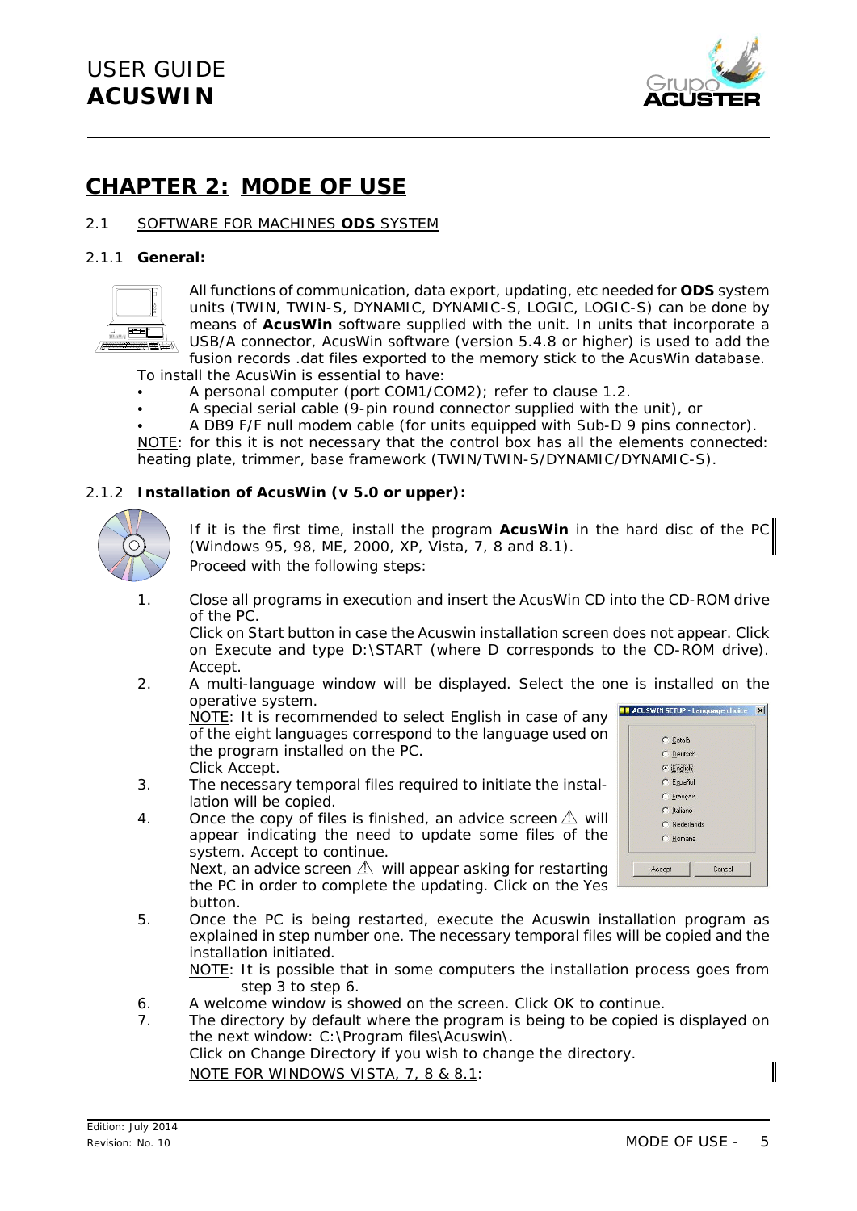# CHAPTER 2: MODE OF USE

## 2.1 SOFTWARE FOR MACHINES **ODS** SYSTEM

### 2.1.1 General:

All functions of communication, data export, updating, etc needed for **ODS** system units (TWIN, TWIN-S, DYNAMIC, DYNAMIC-S, LOGIC, LOGIC-S) can be done by means of **AcusWin** software supplied with the unit. In units that incorporate a USB/A connector, AcusWin software (version 5.4.8 or higher) is used to add the fusion records .dat files exported to the memory stick to the AcusWin database.

To install the AcusWin is essential to have:

- A personal computer (port COM1/COM2); refer to clause 1.2.
- A special serial cable (9-pin round connector supplied with the unit), or
- A DB9 F/F null modem cable (for units equipped with Sub-D 9 pins connector).

NOTE: for this it is not necessary that the control box has all the elements connected: heating plate, trimmer, base framework (TWIN/TWIN-S/DYNAMIC/DYNAMIC-S).

### 2.1.2 Installation of AcusWin (v 5.0 or upper):

If it is the first time, install the program **AcusWin** in the hard disc of the PC (Windows 95, 98, ME, 2000, XP, Vista, 7, 8 and 8.1).

Proceed with the following steps:

1. Close all programs in execution and insert the AcusWin CD into the CD-ROM drive of the PC.
   Click on Start button in case the Acuswin installation screen does not appear. Click on Execute and type D:\START (where D corresponds to the CD-ROM drive). Accept.
2. A multi-language window will be displayed. Select the one is installed on the operative system.
   NOTE: It is recommended to select English in case of any of the eight languages correspond to the language used on the program installed on the PC.
   Click Accept.
3. The necessary temporal files required to initiate the installation will be copied.
4. Once the copy of files is finished, an advice screen ⚠ will appear indicating the need to update some files of the system. Accept to continue.
   Next, an advice screen ⚠ will appear asking for restarting the PC in order to complete the updating. Click on the Yes button.
5. Once the PC is being restarted, execute the Acuswin installation program as explained in step number one. The necessary temporal files will be copied and the installation initiated.
   NOTE: It is possible that in some computers the installation process goes from step 3 to step 6.
6. A welcome window is showed on the screen. Click OK to continue.
7. The directory by default where the program is being to be copied is displayed on the next window: C:\Program files\Acuswin\.
   Click on Change Directory if you wish to change the directory.
   NOTE FOR WINDOWS VISTA, 7, 8 & 8.1: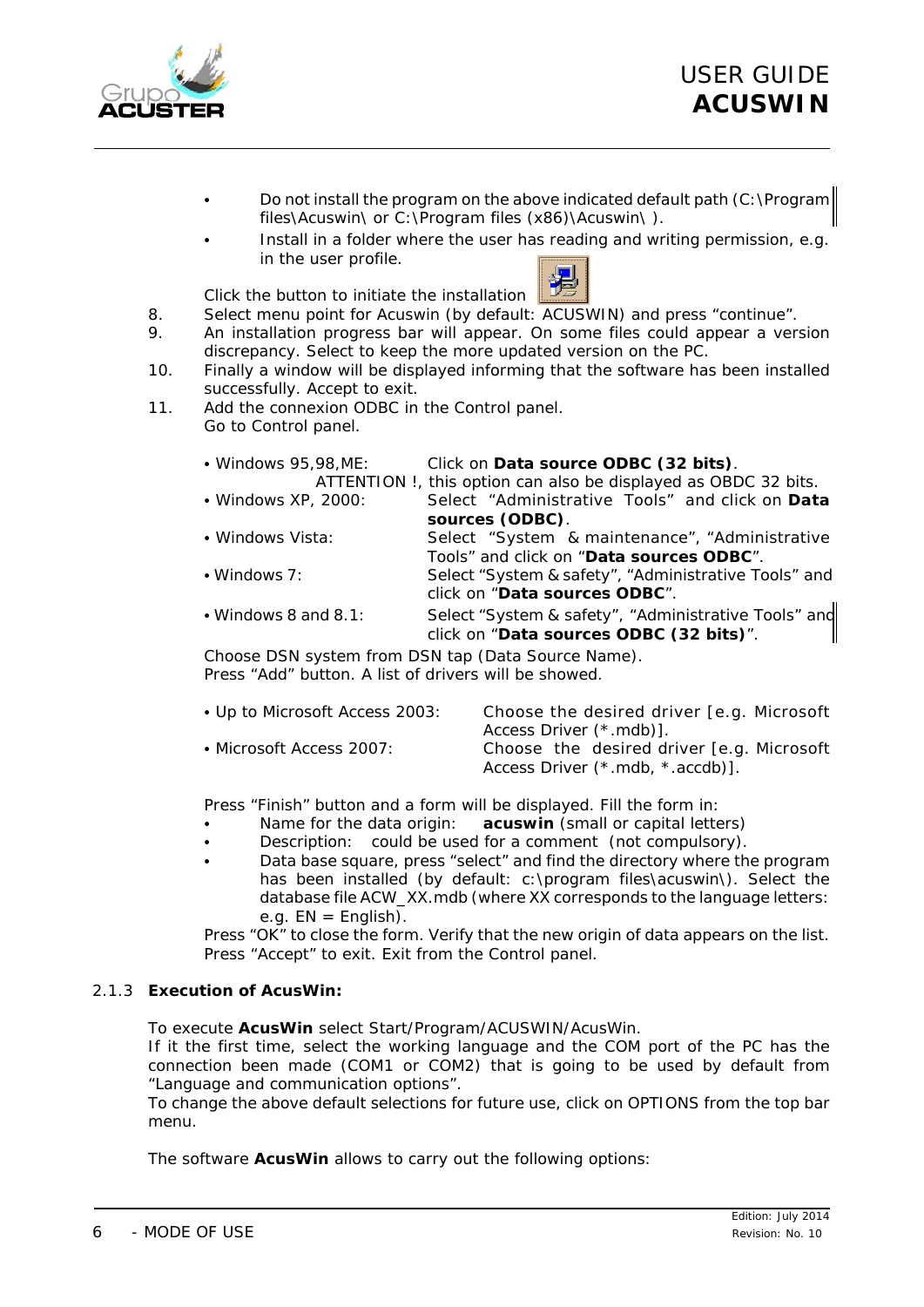- Do not install the program on the above indicated default path (C:\Program files\Acuswin\ or C:\Program files (x86)\Acuswin\ ).
- Install in a folder where the user has reading and writing permission, e.g. in the user profile.

Click the button to initiate the installation

8. Select menu point for Acuswin (by default: ACUSWIN) and press "continue".
9. An installation progress bar will appear. On some files could appear a version discrepancy. Select to keep the more updated version on the PC.
10. Finally a window will be displayed informing that the software has been installed successfully. Accept to exit.
11. Add the connexion ODBC in the Control panel.
    Go to Control panel.

| | |
|---|---|
| • Windows 95,98,ME: | Click on **Data source ODBC (32 bits)**. ATTENTION !, this option can also be displayed as OBDC 32 bits. |
| • Windows XP, 2000: | Select "Administrative Tools" and click on **Data sources (ODBC)**. |
| • Windows Vista: | Select "System & maintenance", "Administrative Tools" and click on "**Data sources ODBC**". |
| • Windows 7: | Select "System & safety", "Administrative Tools" and click on "**Data sources ODBC**". |
| • Windows 8 and 8.1: | Select "System & safety", "Administrative Tools" and click on "**Data sources ODBC (32 bits)**". |

Choose DSN system from DSN tap (Data Source Name).
Press "Add" button. A list of drivers will be showed.

| | |
|---|---|
| • Up to Microsoft Access 2003: | Choose the desired driver [e.g. Microsoft Access Driver (*.mdb)]. |
| • Microsoft Access 2007: | Choose the desired driver [e.g. Microsoft Access Driver (*.mdb, *.accdb)]. |

Press "Finish" button and a form will be displayed. Fill the form in:

- Name for the data origin: **acuswin** (small or capital letters)
- Description: could be used for a comment (not compulsory).
- Data base square, press "select" and find the directory where the program has been installed (by default: c:\program files\acuswin\). Select the database file ACW_XX.mdb (where XX corresponds to the language letters: e.g. EN = English).

Press "OK" to close the form. Verify that the new origin of data appears on the list.
Press "Accept" to exit. Exit from the Control panel.

### 2.1.3 Execution of AcusWin:

To execute **AcusWin** select Start/Program/ACUSWIN/AcusWin.
If it the first time, select the working language and the COM port of the PC has the connection been made (COM1 or COM2) that is going to be used by default from "Language and communication options".
To change the above default selections for future use, click on OPTIONS from the top bar menu.

The software **AcusWin** allows to carry out the following options: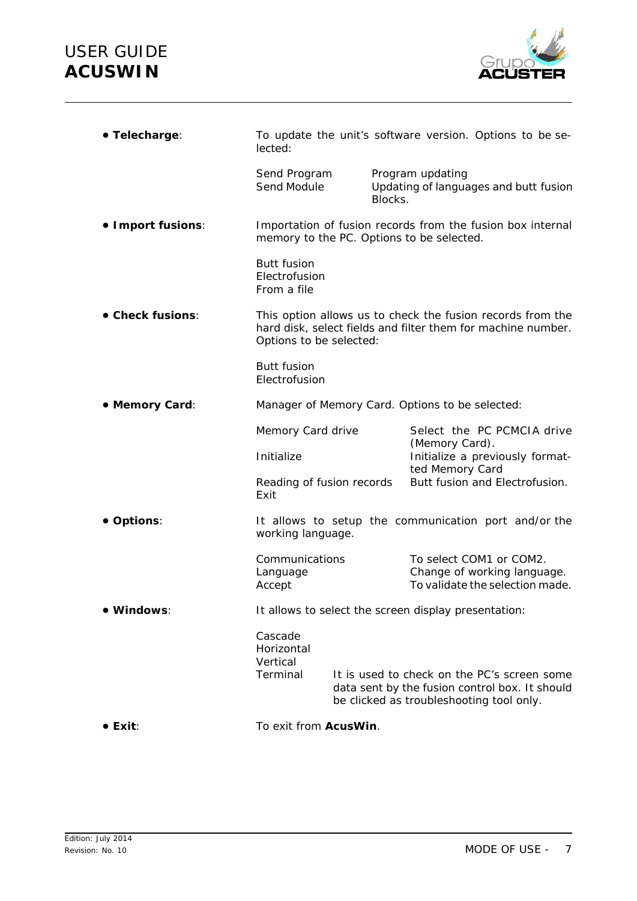- **Telecharge**: To update the unit's software version. Options to be selected:

  | | |
  |---|---|
  | Send Program | Program updating |
  | Send Module | Updating of languages and butt fusion Blocks. |

- **Import fusions**: Importation of fusion records from the fusion box internal memory to the PC. Options to be selected.

  Butt fusion
  Electrofusion
  From a file

- **Check fusions**: This option allows us to check the fusion records from the hard disk, select fields and filter them for machine number. Options to be selected:

  Butt fusion
  Electrofusion

- **Memory Card**: Manager of Memory Card. Options to be selected:

  | | |
  |---|---|
  | Memory Card drive | Select the PC PCMCIA drive (Memory Card). |
  | Initialize | Initialize a previously formatted Memory Card |
  | Reading of fusion records | Butt fusion and Electrofusion. |
  | Exit | |

- **Options**: It allows to setup the communication port and/or the working language.

  | | |
  |---|---|
  | Communications | To select COM1 or COM2. |
  | Language | Change of working language. |
  | Accept | To validate the selection made. |

- **Windows**: It allows to select the screen display presentation:

  | | |
  |---|---|
  | Cascade | |
  | Horizontal | |
  | Vertical | |
  | Terminal | It is used to check on the PC's screen some data sent by the fusion control box. It should be clicked as troubleshooting tool only. |

- **Exit**: To exit from **AcusWin**.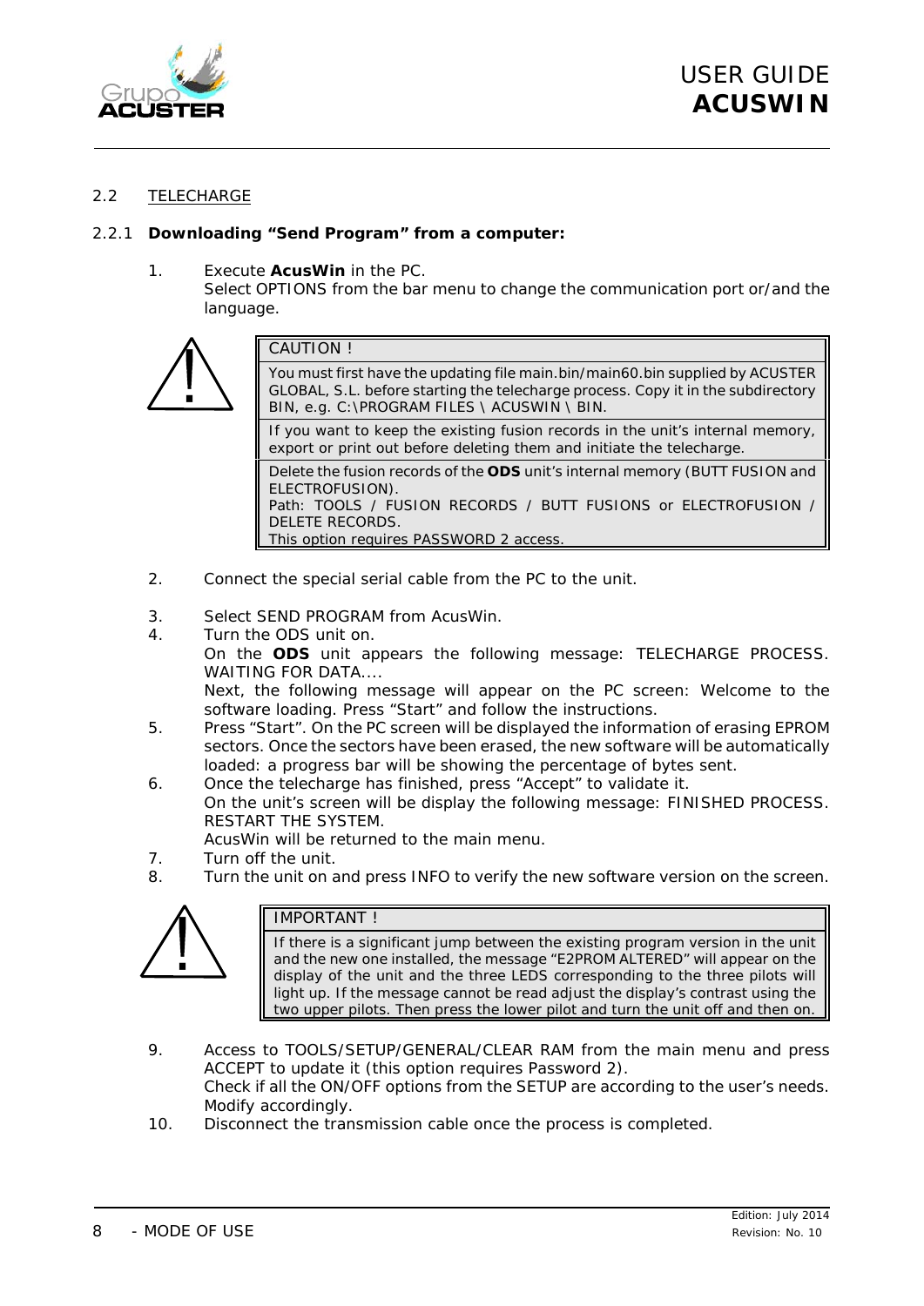## 2.2 TELECHARGE

### 2.2.1 Downloading “Send Program” from a computer:

1. Execute **AcusWin** in the PC.
   Select OPTIONS from the bar menu to change the communication port or/and the language.

| CAUTION ! |
| --- |
| You must first have the updating file main.bin/main60.bin supplied by ACUSTER GLOBAL, S.L. before starting the telecharge process. Copy it in the subdirectory BIN, e.g. C:\PROGRAM FILES \ ACUSWIN \ BIN. |
| If you want to keep the existing fusion records in the unit’s internal memory, export or print out before deleting them and initiate the telecharge. |
| Delete the fusion records of the **ODS** unit’s internal memory (BUTT FUSION and ELECTROFUSION).<br>Path: TOOLS / FUSION RECORDS / BUTT FUSIONS or ELECTROFUSION / DELETE RECORDS.<br>This option requires PASSWORD 2 access. |

2. Connect the special serial cable from the PC to the unit.
3. Select SEND PROGRAM from AcusWin.
4. Turn the ODS unit on.
   On the **ODS** unit appears the following message: TELECHARGE PROCESS. WAITING FOR DATA....
   Next, the following message will appear on the PC screen: Welcome to the software loading. Press “Start” and follow the instructions.
5. Press “Start”. On the PC screen will be displayed the information of erasing EPROM sectors. Once the sectors have been erased, the new software will be automatically loaded: a progress bar will be showing the percentage of bytes sent.
6. Once the telecharge has finished, press “Accept” to validate it.
   On the unit’s screen will be display the following message: FINISHED PROCESS. RESTART THE SYSTEM.
   AcusWin will be returned to the main menu.
7. Turn off the unit.
8. Turn the unit on and press INFO to verify the new software version on the screen.

| IMPORTANT ! |
| --- |
| If there is a significant jump between the existing program version in the unit and the new one installed, the message “E2PROM ALTERED” will appear on the display of the unit and the three LEDS corresponding to the three pilots will light up. If the message cannot be read adjust the display’s contrast using the two upper pilots. Then press the lower pilot and turn the unit off and then on. |

9. Access to TOOLS/SETUP/GENERAL/CLEAR RAM from the main menu and press ACCEPT to update it (this option requires Password 2).
   Check if all the ON/OFF options from the SETUP are according to the user’s needs. Modify accordingly.
10. Disconnect the transmission cable once the process is completed.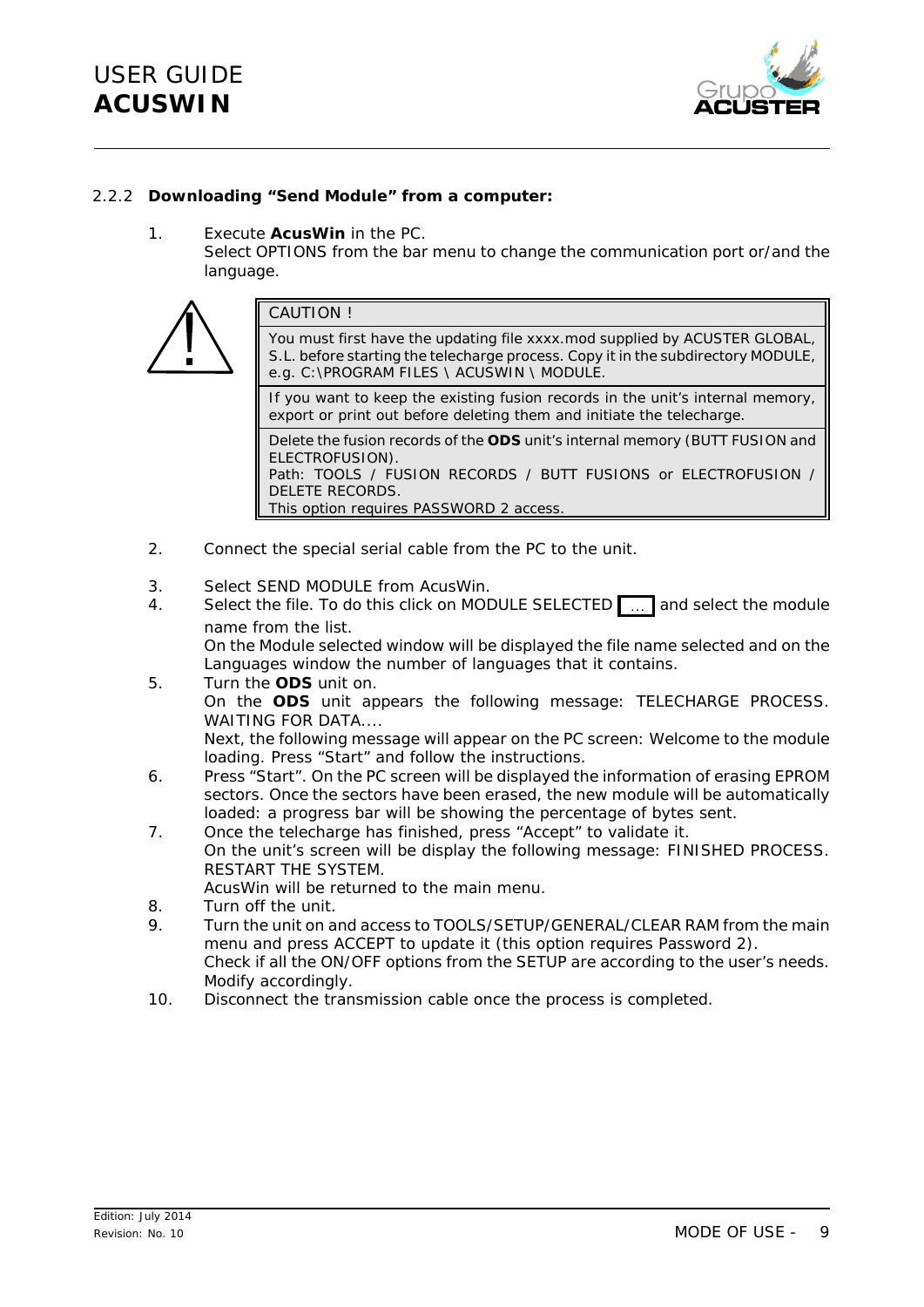### 2.2.2 Downloading "Send Module" from a computer:

1. Execute **AcusWin** in the PC.
   Select OPTIONS from the bar menu to change the communication port or/and the language.

| CAUTION ! |
| --- |
| You must first have the updating file xxxx.mod supplied by ACUSTER GLOBAL, S.L. before starting the telecharge process. Copy it in the subdirectory MODULE, e.g. C:\PROGRAM FILES \ ACUSWIN \ MODULE. |
| If you want to keep the existing fusion records in the unit's internal memory, export or print out before deleting them and initiate the telecharge. |
| Delete the fusion records of the **ODS** unit's internal memory (BUTT FUSION and ELECTROFUSION).<br>Path: TOOLS / FUSION RECORDS / BUTT FUSIONS or ELECTROFUSION / DELETE RECORDS.<br>This option requires PASSWORD 2 access. |

2. Connect the special serial cable from the PC to the unit.

3. Select SEND MODULE from AcusWin.
4. Select the file. To do this click on MODULE SELECTED [ ... ] and select the module name from the list.
   On the Module selected window will be displayed the file name selected and on the Languages window the number of languages that it contains.
5. Turn the **ODS** unit on.
   On the **ODS** unit appears the following message: TELECHARGE PROCESS. WAITING FOR DATA....
   Next, the following message will appear on the PC screen: Welcome to the module loading. Press "Start" and follow the instructions.
6. Press "Start". On the PC screen will be displayed the information of erasing EPROM sectors. Once the sectors have been erased, the new module will be automatically loaded: a progress bar will be showing the percentage of bytes sent.
7. Once the telecharge has finished, press "Accept" to validate it.
   On the unit's screen will be display the following message: FINISHED PROCESS. RESTART THE SYSTEM.
   AcusWin will be returned to the main menu.
8. Turn off the unit.
9. Turn the unit on and access to TOOLS/SETUP/GENERAL/CLEAR RAM from the main menu and press ACCEPT to update it (this option requires Password 2).
   Check if all the ON/OFF options from the SETUP are according to the user's needs. Modify accordingly.
10. Disconnect the transmission cable once the process is completed.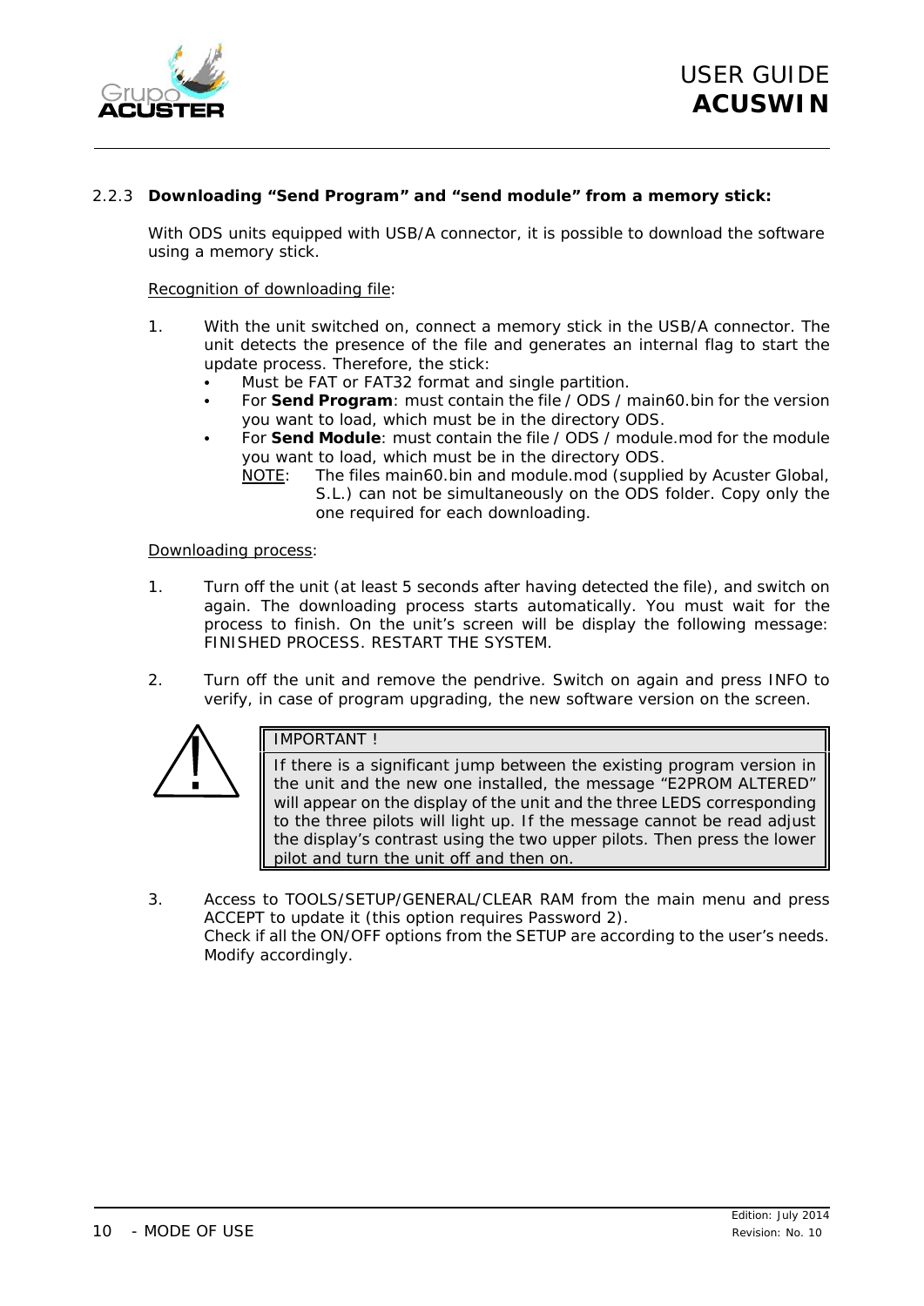### 2.2.3 Downloading "Send Program" and "send module" from a memory stick:

With ODS units equipped with USB/A connector, it is possible to download the software using a memory stick.

Recognition of downloading file:

1. With the unit switched on, connect a memory stick in the USB/A connector. The unit detects the presence of the file and generates an internal flag to start the update process. Therefore, the stick:
   - Must be FAT or FAT32 format and single partition.
   - For **Send Program**: must contain the file / ODS / main60.bin for the version you want to load, which must be in the directory ODS.
   - For **Send Module**: must contain the file / ODS / module.mod for the module you want to load, which must be in the directory ODS.

     NOTE: The files main60.bin and module.mod (supplied by Acuster Global, S.L.) can not be simultaneously on the ODS folder. Copy only the one required for each downloading.

Downloading process:

1. Turn off the unit (at least 5 seconds after having detected the file), and switch on again. The downloading process starts automatically. You must wait for the process to finish. On the unit's screen will be display the following message: FINISHED PROCESS. RESTART THE SYSTEM.

2. Turn off the unit and remove the pendrive. Switch on again and press INFO to verify, in case of program upgrading, the new software version on the screen.

| IMPORTANT ! |
| --- |
| If there is a significant jump between the existing program version in the unit and the new one installed, the message "E2PROM ALTERED" will appear on the display of the unit and the three LEDS corresponding to the three pilots will light up. If the message cannot be read adjust the display's contrast using the two upper pilots. Then press the lower pilot and turn the unit off and then on. |

3. Access to TOOLS/SETUP/GENERAL/CLEAR RAM from the main menu and press ACCEPT to update it (this option requires Password 2).
   Check if all the ON/OFF options from the SETUP are according to the user's needs. Modify accordingly.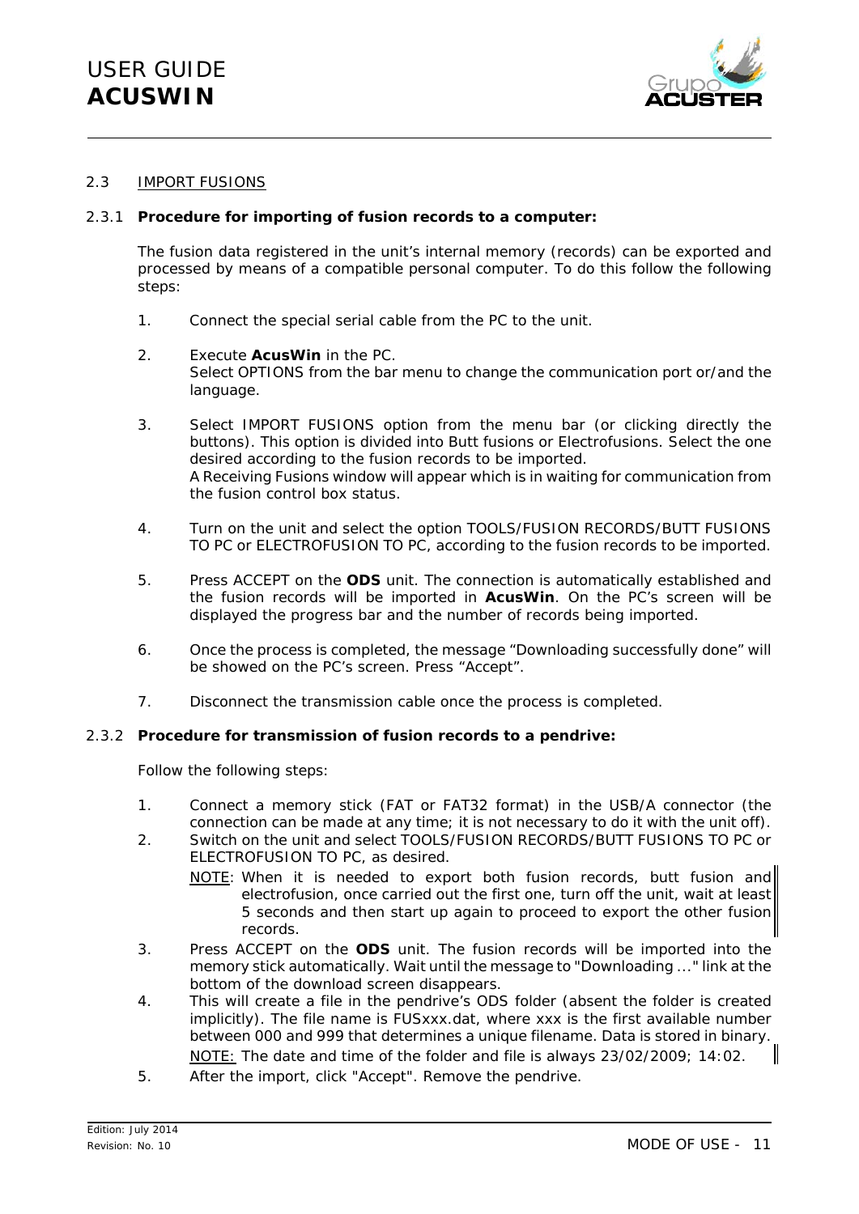## 2.3 IMPORT FUSIONS

### 2.3.1 **Procedure for importing of fusion records to a computer:**

The fusion data registered in the unit's internal memory (records) can be exported and processed by means of a compatible personal computer. To do this follow the following steps:

1. Connect the special serial cable from the PC to the unit.

2. Execute **AcusWin** in the PC.
   Select OPTIONS from the bar menu to change the communication port or/and the language.

3. Select IMPORT FUSIONS option from the menu bar (or clicking directly the buttons). This option is divided into Butt fusions or Electrofusions. Select the one desired according to the fusion records to be imported.
   A Receiving Fusions window will appear which is in waiting for communication from the fusion control box status.

4. Turn on the unit and select the option TOOLS/FUSION RECORDS/BUTT FUSIONS TO PC or ELECTROFUSION TO PC, according to the fusion records to be imported.

5. Press ACCEPT on the **ODS** unit. The connection is automatically established and the fusion records will be imported in **AcusWin**. On the PC's screen will be displayed the progress bar and the number of records being imported.

6. Once the process is completed, the message "Downloading successfully done" will be showed on the PC's screen. Press "Accept".

7. Disconnect the transmission cable once the process is completed.

### 2.3.2 **Procedure for transmission of fusion records to a pendrive:**

Follow the following steps:

1. Connect a memory stick (FAT or FAT32 format) in the USB/A connector (the connection can be made at any time; it is not necessary to do it with the unit off).
2. Switch on the unit and select TOOLS/FUSION RECORDS/BUTT FUSIONS TO PC or ELECTROFUSION TO PC, as desired.
   NOTE: When it is needed to export both fusion records, butt fusion and electrofusion, once carried out the first one, turn off the unit, wait at least 5 seconds and then start up again to proceed to export the other fusion records.
3. Press ACCEPT on the **ODS** unit. The fusion records will be imported into the memory stick automatically. Wait until the message to "Downloading ..." link at the bottom of the download screen disappears.
4. This will create a file in the pendrive's ODS folder (absent the folder is created implicitly). The file name is FUSxxx.dat, where xxx is the first available number between 000 and 999 that determines a unique filename. Data is stored in binary.
   NOTE: The date and time of the folder and file is always 23/02/2009; 14:02.
5. After the import, click "Accept". Remove the pendrive.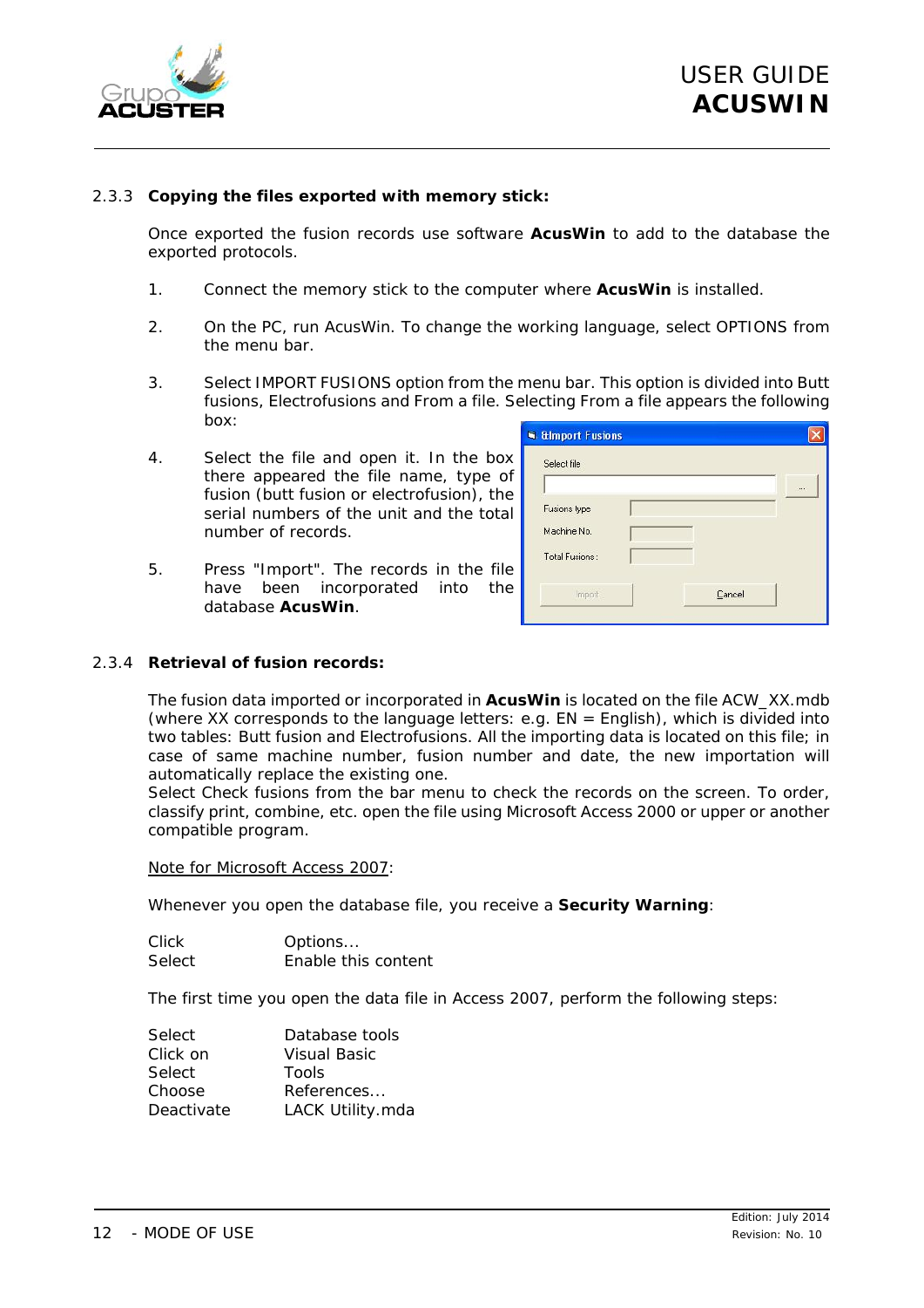### 2.3.3 **Copying the files exported with memory stick:**

Once exported the fusion records use software **AcusWin** to add to the database the exported protocols.

1. Connect the memory stick to the computer where **AcusWin** is installed.

2. On the PC, run AcusWin. To change the working language, select OPTIONS from the menu bar.

3. Select IMPORT FUSIONS option from the menu bar. This option is divided into Butt fusions, Electrofusions and From a file. Selecting From a file appears the following box:

4. Select the file and open it. In the box there appeared the file name, type of fusion (butt fusion or electrofusion), the serial numbers of the unit and the total number of records.

5. Press "Import". The records in the file have been incorporated into the database **AcusWin**.

### 2.3.4 **Retrieval of fusion records:**

The fusion data imported or incorporated in **AcusWin** is located on the file ACW_XX.mdb (where XX corresponds to the language letters: e.g. EN = English), which is divided into two tables: Butt fusion and Electrofusions. All the importing data is located on this file; in case of same machine number, fusion number and date, the new importation will automatically replace the existing one.
Select Check fusions from the bar menu to check the records on the screen. To order, classify print, combine, etc. open the file using Microsoft Access 2000 or upper or another compatible program.

<u>Note for Microsoft Access 2007</u>:

Whenever you open the database file, you receive a **Security Warning**:

| | |
|---|---|
| Click | Options... |
| Select | Enable this content |

The first time you open the data file in Access 2007, perform the following steps:

| | |
|---|---|
| Select | Database tools |
| Click on | Visual Basic |
| Select | Tools |
| Choose | References... |
| Deactivate | LACK Utility.mda |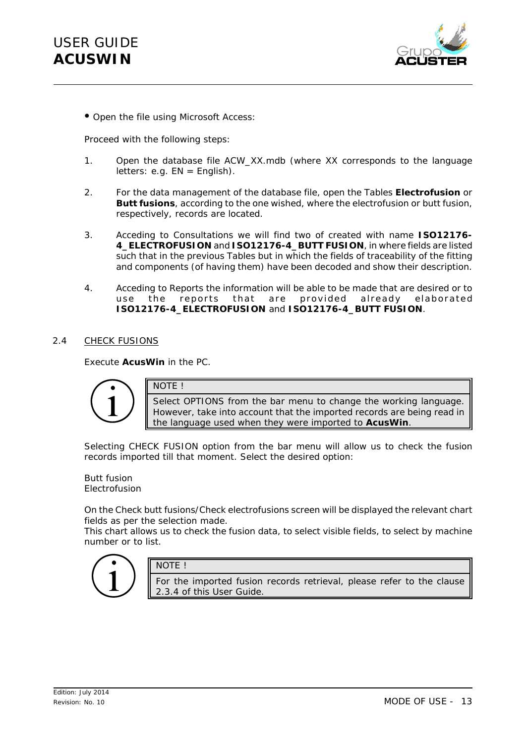- Open the file using Microsoft Access:

Proceed with the following steps:

1. Open the database file ACW_XX.mdb (where XX corresponds to the language letters: e.g. EN = English).

2. For the data management of the database file, open the Tables **Electrofusion** or **Butt fusions**, according to the one wished, where the electrofusion or butt fusion, respectively, records are located.

3. Acceding to Consultations we will find two of created with name **ISO12176-4_ELECTROFUSION** and **ISO12176-4_BUTT FUSION**, in where fields are listed such that in the previous Tables but in which the fields of traceability of the fitting and components (of having them) have been decoded and show their description.

4. Acceding to Reports the information will be able to be made that are desired or to use the reports that are provided already elaborated **ISO12176-4_ELECTROFUSION** and **ISO12176-4_BUTT FUSION**.

## 2.4 CHECK FUSIONS

Execute **AcusWin** in the PC.

> NOTE !
>
> Select OPTIONS from the bar menu to change the working language. However, take into account that the imported records are being read in the language used when they were imported to **AcusWin**.

Selecting CHECK FUSION option from the bar menu will allow us to check the fusion records imported till that moment. Select the desired option:

Butt fusion
Electrofusion

On the Check butt fusions/Check electrofusions screen will be displayed the relevant chart fields as per the selection made.
This chart allows us to check the fusion data, to select visible fields, to select by machine number or to list.

> NOTE !
>
> For the imported fusion records retrieval, please refer to the clause 2.3.4 of this User Guide.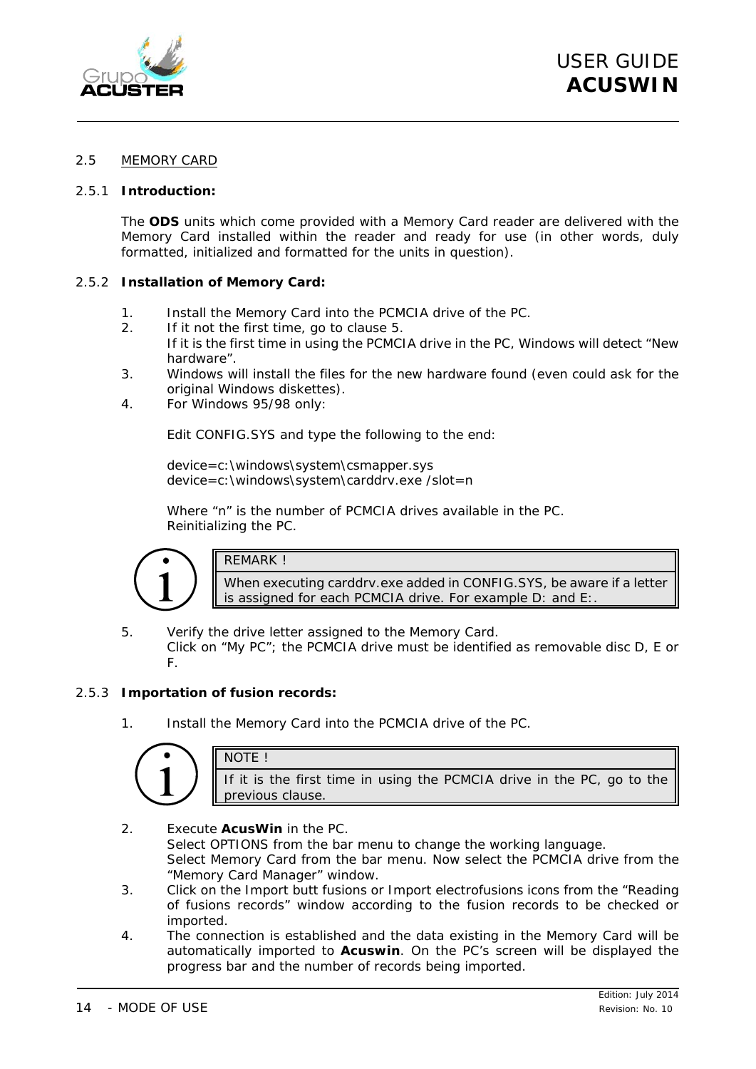## 2.5 MEMORY CARD

### 2.5.1 Introduction:

The **ODS** units which come provided with a Memory Card reader are delivered with the Memory Card installed within the reader and ready for use (in other words, duly formatted, initialized and formatted for the units in question).

### 2.5.2 Installation of Memory Card:

1. Install the Memory Card into the PCMCIA drive of the PC.
2. If it not the first time, go to clause 5.
   If it is the first time in using the PCMCIA drive in the PC, Windows will detect "New hardware".
3. Windows will install the files for the new hardware found (even could ask for the original Windows diskettes).
4. For Windows 95/98 only:

   Edit CONFIG.SYS and type the following to the end:

   device=c:\windows\system\csmapper.sys
   device=c:\windows\system\carddrv.exe /slot=n

   Where "n" is the number of PCMCIA drives available in the PC.
   Reinitializing the PC.

> REMARK !
>
> When executing carddrv.exe added in CONFIG.SYS, be aware if a letter is assigned for each PCMCIA drive. For example D: and E:.

5. Verify the drive letter assigned to the Memory Card.
   Click on "My PC"; the PCMCIA drive must be identified as removable disc D, E or F.

### 2.5.3 Importation of fusion records:

1. Install the Memory Card into the PCMCIA drive of the PC.

> NOTE !
>
> If it is the first time in using the PCMCIA drive in the PC, go to the previous clause.

2. Execute **AcusWin** in the PC.
   Select OPTIONS from the bar menu to change the working language.
   Select Memory Card from the bar menu. Now select the PCMCIA drive from the "Memory Card Manager" window.
3. Click on the Import butt fusions or Import electrofusions icons from the "Reading of fusions records" window according to the fusion records to be checked or imported.
4. The connection is established and the data existing in the Memory Card will be automatically imported to **Acuswin**. On the PC's screen will be displayed the progress bar and the number of records being imported.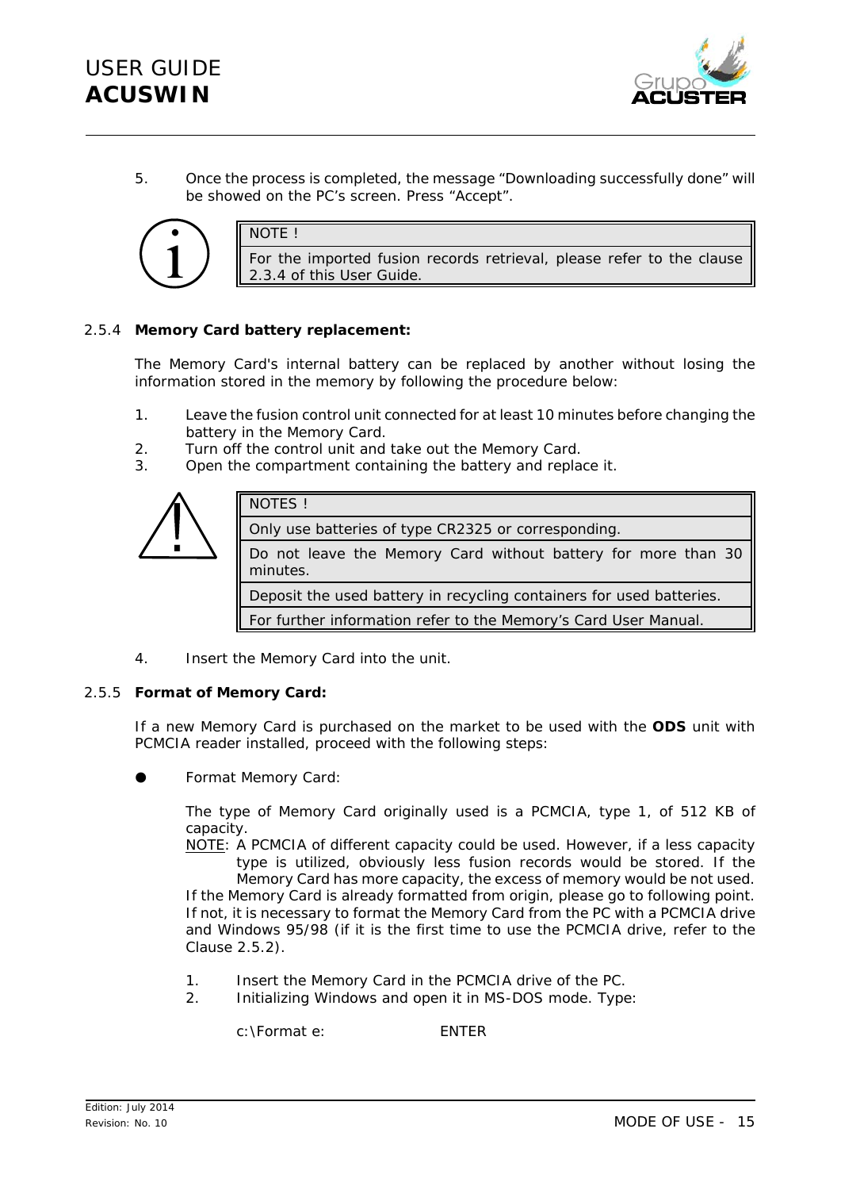5. Once the process is completed, the message “Downloading successfully done” will be showed on the PC’s screen. Press “Accept”.

| NOTE ! |
|---|
| For the imported fusion records retrieval, please refer to the clause 2.3.4 of this User Guide. |

### 2.5.4 **Memory Card battery replacement:**

The Memory Card's internal battery can be replaced by another without losing the information stored in the memory by following the procedure below:

1. Leave the fusion control unit connected for at least 10 minutes before changing the battery in the Memory Card.
2. Turn off the control unit and take out the Memory Card.
3. Open the compartment containing the battery and replace it.

| NOTES ! |
|---|
| Only use batteries of type CR2325 or corresponding. |
| Do not leave the Memory Card without battery for more than 30 minutes. |
| Deposit the used battery in recycling containers for used batteries. |
| For further information refer to the Memory’s Card User Manual. |

4. Insert the Memory Card into the unit.

### 2.5.5 **Format of Memory Card:**

If a new Memory Card is purchased on the market to be used with the **ODS** unit with PCMCIA reader installed, proceed with the following steps:

- Format Memory Card:

  The type of Memory Card originally used is a PCMCIA, type 1, of 512 KB of capacity.
  NOTE: A PCMCIA of different capacity could be used. However, if a less capacity type is utilized, obviously less fusion records would be stored. If the Memory Card has more capacity, the excess of memory would be not used.
  If the Memory Card is already formatted from origin, please go to following point. If not, it is necessary to format the Memory Card from the PC with a PCMCIA drive and Windows 95/98 (if it is the first time to use the PCMCIA drive, refer to the Clause 2.5.2).

  1. Insert the Memory Card in the PCMCIA drive of the PC.
  2. Initializing Windows and open it in MS-DOS mode. Type:

     c:\Format e: ENTER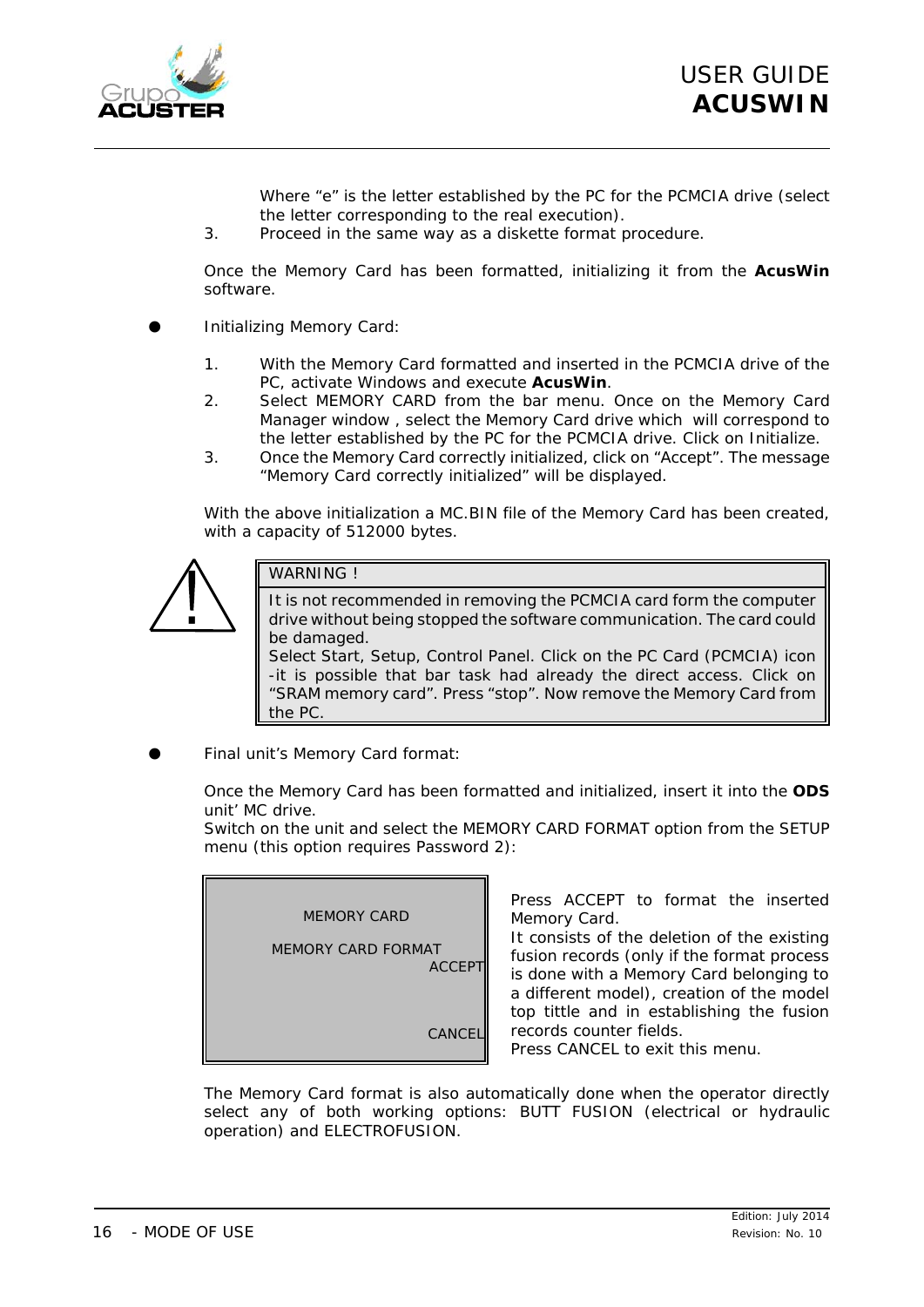Where "e" is the letter established by the PC for the PCMCIA drive (select the letter corresponding to the real execution).

3. Proceed in the same way as a diskette format procedure.

Once the Memory Card has been formatted, initializing it from the **AcusWin** software.

- Initializing Memory Card:

1. With the Memory Card formatted and inserted in the PCMCIA drive of the PC, activate Windows and execute **AcusWin**.
2. Select MEMORY CARD from the bar menu. Once on the Memory Card Manager window , select the Memory Card drive which will correspond to the letter established by the PC for the PCMCIA drive. Click on Initialize.
3. Once the Memory Card correctly initialized, click on "Accept". The message "Memory Card correctly initialized" will be displayed.

With the above initialization a MC.BIN file of the Memory Card has been created, with a capacity of 512000 bytes.

| WARNING ! |
|---|
| It is not recommended in removing the PCMCIA card form the computer drive without being stopped the software communication. The card could be damaged.<br>Select Start, Setup, Control Panel. Click on the PC Card (PCMCIA) icon -it is possible that bar task had already the direct access. Click on "SRAM memory card". Press "stop". Now remove the Memory Card from the PC. |

- Final unit's Memory Card format:

Once the Memory Card has been formatted and initialized, insert it into the **ODS** unit' MC drive.

Switch on the unit and select the MEMORY CARD FORMAT option from the SETUP menu (this option requires Password 2):

```
MEMORY CARD

MEMORY CARD FORMAT
                    ACCEPT


                    CANCEL
```

Press ACCEPT to format the inserted Memory Card.

It consists of the deletion of the existing fusion records (only if the format process is done with a Memory Card belonging to a different model), creation of the model top tittle and in establishing the fusion records counter fields.

Press CANCEL to exit this menu.

The Memory Card format is also automatically done when the operator directly select any of both working options: BUTT FUSION (electrical or hydraulic operation) and ELECTROFUSION.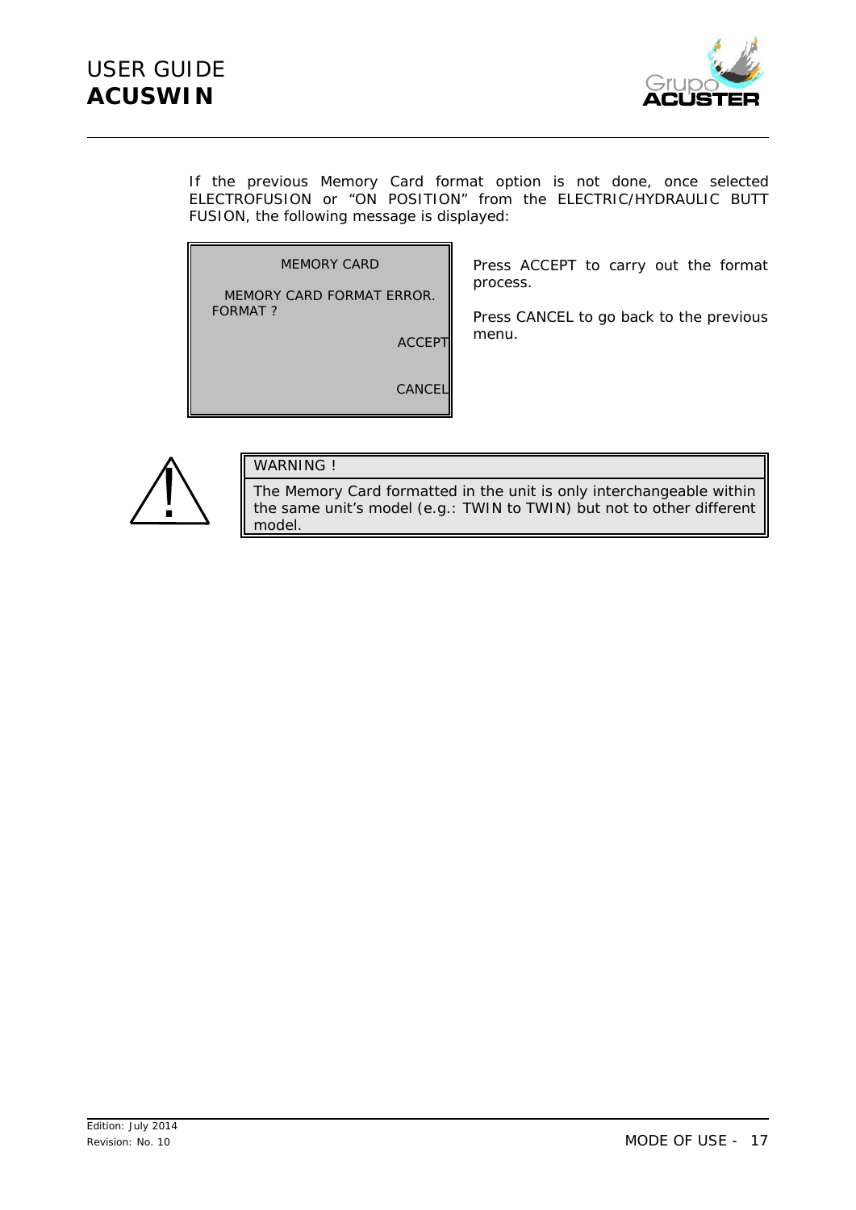If the previous Memory Card format option is not done, once selected ELECTROFUSION or “ON POSITION” from the ELECTRIC/HYDRAULIC BUTT FUSION, the following message is displayed:

```
MEMORY CARD

MEMORY CARD FORMAT ERROR.
FORMAT ?

ACCEPT

CANCEL
```

Press ACCEPT to carry out the format process.

Press CANCEL to go back to the previous menu.

> **WARNING !**
>
> The Memory Card formatted in the unit is only interchangeable within the same unit’s model (e.g.: TWIN to TWIN) but not to other different model.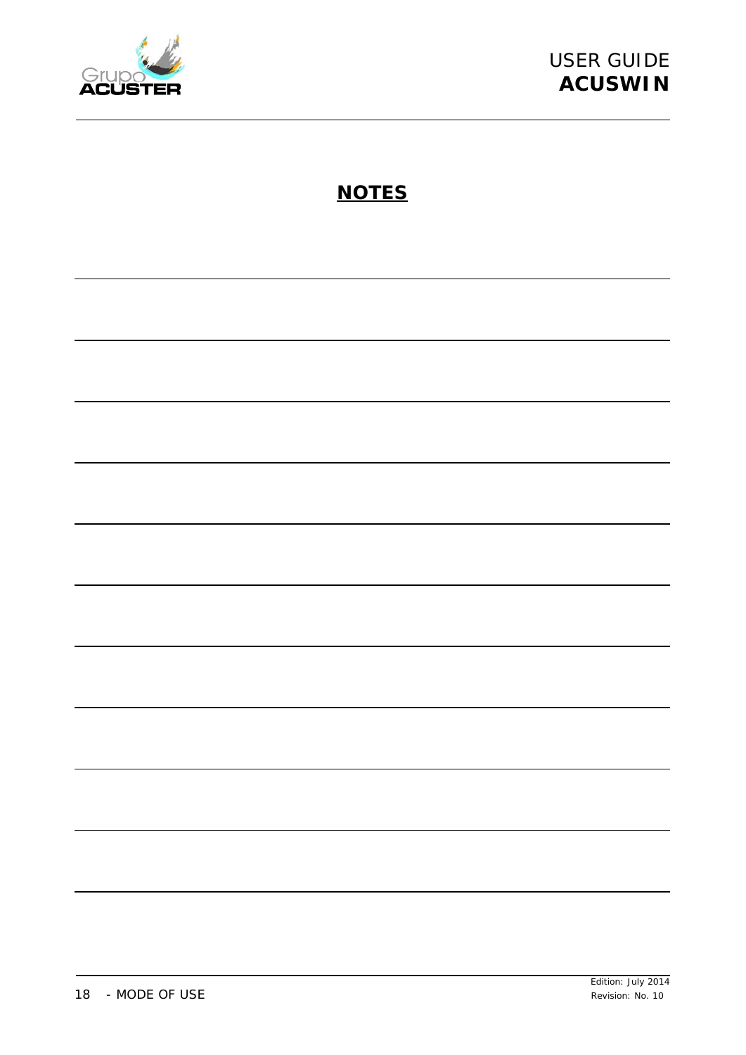## NOTES